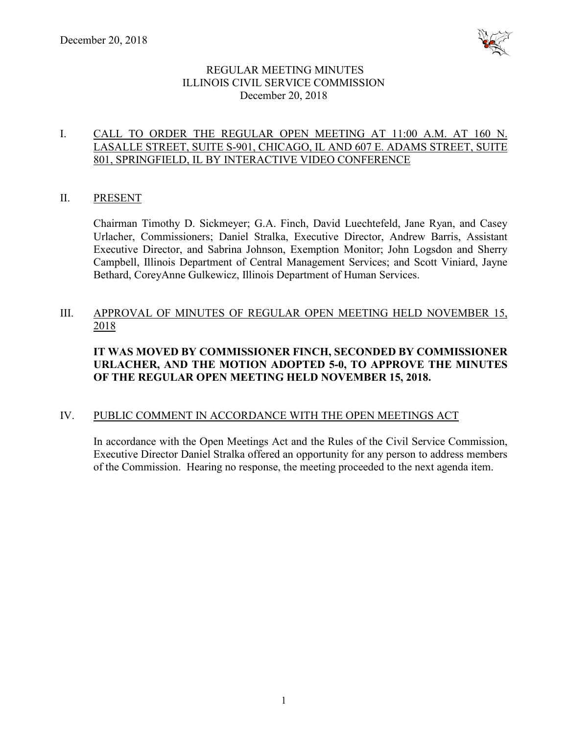December 20, 2018

# REGULAR MEETING MINUTES
# ILLINOIS CIVIL SERVICE COMMISSION
December 20, 2018

## I. CALL TO ORDER THE REGULAR OPEN MEETING AT 11:00 A.M. AT 160 N. LASALLE STREET, SUITE S-901, CHICAGO, IL AND 607 E. ADAMS STREET, SUITE 801, SPRINGFIELD, IL BY INTERACTIVE VIDEO CONFERENCE

## II. PRESENT

Chairman Timothy D. Sickmeyer; G.A. Finch, David Luechtefeld, Jane Ryan, and Casey Urlacher, Commissioners; Daniel Stralka, Executive Director, Andrew Barris, Assistant Executive Director, and Sabrina Johnson, Exemption Monitor; John Logsdon and Sherry Campbell, Illinois Department of Central Management Services; and Scott Viniard, Jayne Bethard, CoreyAnne Gulkewicz, Illinois Department of Human Services.

## III. APPROVAL OF MINUTES OF REGULAR OPEN MEETING HELD NOVEMBER 15, 2018

**IT WAS MOVED BY COMMISSIONER FINCH, SECONDED BY COMMISSIONER URLACHER, AND THE MOTION ADOPTED 5-0, TO APPROVE THE MINUTES OF THE REGULAR OPEN MEETING HELD NOVEMBER 15, 2018.**

## IV. PUBLIC COMMENT IN ACCORDANCE WITH THE OPEN MEETINGS ACT

In accordance with the Open Meetings Act and the Rules of the Civil Service Commission, Executive Director Daniel Stralka offered an opportunity for any person to address members of the Commission. Hearing no response, the meeting proceeded to the next agenda item.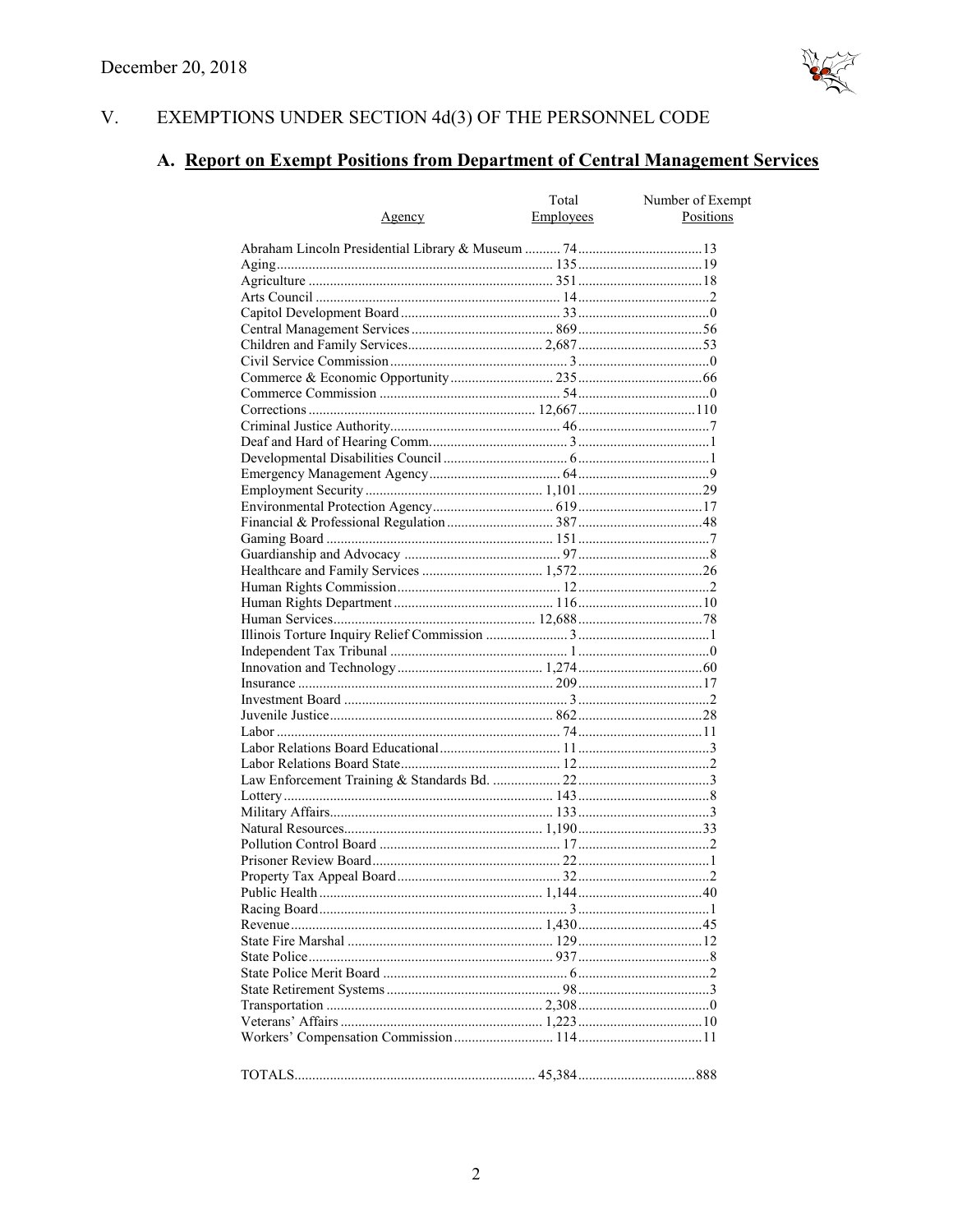## V. EXEMPTIONS UNDER SECTION 4d(3) OF THE PERSONNEL CODE

### A. Report on Exempt Positions from Department of Central Management Services

| Agency | Total Employees | Number of Exempt Positions |
|---|---|---|
| Abraham Lincoln Presidential Library & Museum | 74 | 13 |
| Aging | 135 | 19 |
| Agriculture | 351 | 18 |
| Arts Council | 14 | 2 |
| Capitol Development Board | 33 | 0 |
| Central Management Services | 869 | 56 |
| Children and Family Services | 2,687 | 53 |
| Civil Service Commission | 3 | 0 |
| Commerce & Economic Opportunity | 235 | 66 |
| Commerce Commission | 54 | 0 |
| Corrections | 12,667 | 110 |
| Criminal Justice Authority | 46 | 7 |
| Deaf and Hard of Hearing Comm. | 3 | 1 |
| Developmental Disabilities Council | 6 | 1 |
| Emergency Management Agency | 64 | 9 |
| Employment Security | 1,101 | 29 |
| Environmental Protection Agency | 619 | 17 |
| Financial & Professional Regulation | 387 | 48 |
| Gaming Board | 151 | 7 |
| Guardianship and Advocacy | 97 | 8 |
| Healthcare and Family Services | 1,572 | 26 |
| Human Rights Commission | 12 | 2 |
| Human Rights Department | 116 | 10 |
| Human Services | 12,688 | 78 |
| Illinois Torture Inquiry Relief Commission | 3 | 1 |
| Independent Tax Tribunal | 1 | 0 |
| Innovation and Technology | 1,274 | 60 |
| Insurance | 209 | 17 |
| Investment Board | 3 | 2 |
| Juvenile Justice | 862 | 28 |
| Labor | 74 | 11 |
| Labor Relations Board Educational | 11 | 3 |
| Labor Relations Board State | 12 | 2 |
| Law Enforcement Training & Standards Bd. | 22 | 3 |
| Lottery | 143 | 8 |
| Military Affairs | 133 | 3 |
| Natural Resources | 1,190 | 33 |
| Pollution Control Board | 17 | 2 |
| Prisoner Review Board | 22 | 1 |
| Property Tax Appeal Board | 32 | 2 |
| Public Health | 1,144 | 40 |
| Racing Board | 3 | 1 |
| Revenue | 1,430 | 45 |
| State Fire Marshal | 129 | 12 |
| State Police | 937 | 8 |
| State Police Merit Board | 6 | 2 |
| State Retirement Systems | 98 | 3 |
| Transportation | 2,308 | 0 |
| Veterans' Affairs | 1,223 | 10 |
| Workers' Compensation Commission | 114 | 11 |
| TOTALS | 45,384 | 888 |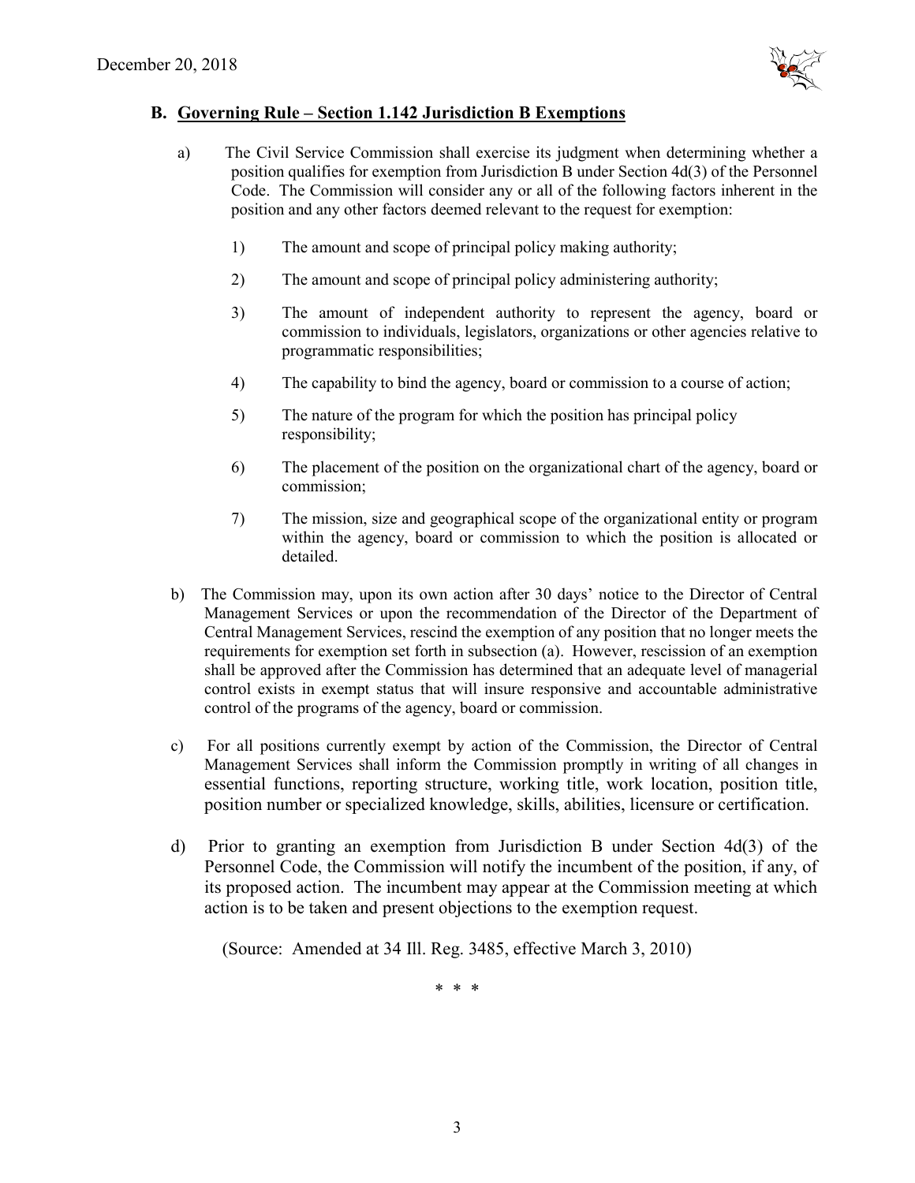## B. Governing Rule – Section 1.142 Jurisdiction B Exemptions

a) The Civil Service Commission shall exercise its judgment when determining whether a position qualifies for exemption from Jurisdiction B under Section 4d(3) of the Personnel Code. The Commission will consider any or all of the following factors inherent in the position and any other factors deemed relevant to the request for exemption:

1) The amount and scope of principal policy making authority;

2) The amount and scope of principal policy administering authority;

3) The amount of independent authority to represent the agency, board or commission to individuals, legislators, organizations or other agencies relative to programmatic responsibilities;

4) The capability to bind the agency, board or commission to a course of action;

5) The nature of the program for which the position has principal policy responsibility;

6) The placement of the position on the organizational chart of the agency, board or commission;

7) The mission, size and geographical scope of the organizational entity or program within the agency, board or commission to which the position is allocated or detailed.

b) The Commission may, upon its own action after 30 days' notice to the Director of Central Management Services or upon the recommendation of the Director of the Department of Central Management Services, rescind the exemption of any position that no longer meets the requirements for exemption set forth in subsection (a). However, rescission of an exemption shall be approved after the Commission has determined that an adequate level of managerial control exists in exempt status that will insure responsive and accountable administrative control of the programs of the agency, board or commission.

c) For all positions currently exempt by action of the Commission, the Director of Central Management Services shall inform the Commission promptly in writing of all changes in essential functions, reporting structure, working title, work location, position title, position number or specialized knowledge, skills, abilities, licensure or certification.

d) Prior to granting an exemption from Jurisdiction B under Section 4d(3) of the Personnel Code, the Commission will notify the incumbent of the position, if any, of its proposed action. The incumbent may appear at the Commission meeting at which action is to be taken and present objections to the exemption request.

(Source: Amended at 34 Ill. Reg. 3485, effective March 3, 2010)

\* \* \*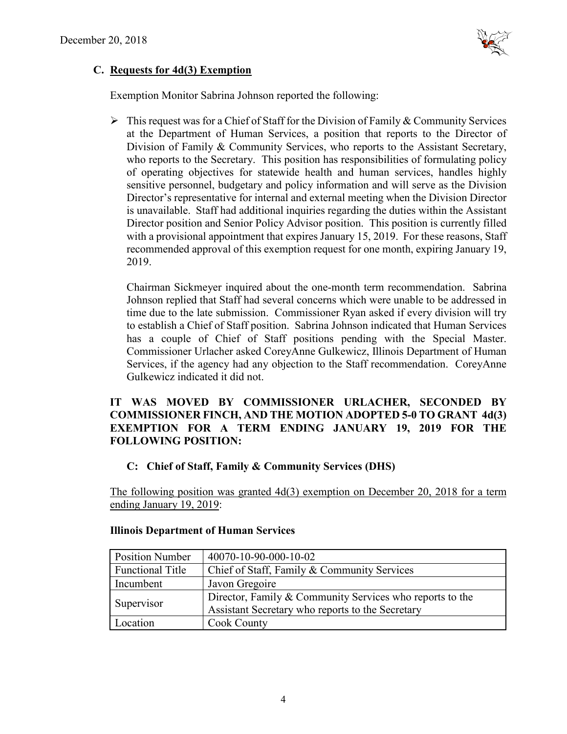### C. Requests for 4d(3) Exemption

Exemption Monitor Sabrina Johnson reported the following:

- This request was for a Chief of Staff for the Division of Family & Community Services at the Department of Human Services, a position that reports to the Director of Division of Family & Community Services, who reports to the Assistant Secretary, who reports to the Secretary. This position has responsibilities of formulating policy of operating objectives for statewide health and human services, handles highly sensitive personnel, budgetary and policy information and will serve as the Division Director's representative for internal and external meeting when the Division Director is unavailable. Staff had additional inquiries regarding the duties within the Assistant Director position and Senior Policy Advisor position. This position is currently filled with a provisional appointment that expires January 15, 2019. For these reasons, Staff recommended approval of this exemption request for one month, expiring January 19, 2019.

  Chairman Sickmeyer inquired about the one-month term recommendation. Sabrina Johnson replied that Staff had several concerns which were unable to be addressed in time due to the late submission. Commissioner Ryan asked if every division will try to establish a Chief of Staff position. Sabrina Johnson indicated that Human Services has a couple of Chief of Staff positions pending with the Special Master. Commissioner Urlacher asked CoreyAnne Gulkewicz, Illinois Department of Human Services, if the agency had any objection to the Staff recommendation. CoreyAnne Gulkewicz indicated it did not.

**IT WAS MOVED BY COMMISSIONER URLACHER, SECONDED BY COMMISSIONER FINCH, AND THE MOTION ADOPTED 5-0 TO GRANT 4d(3) EXEMPTION FOR A TERM ENDING JANUARY 19, 2019 FOR THE FOLLOWING POSITION:**

**C: Chief of Staff, Family & Community Services (DHS)**

<u>The following position was granted 4d(3) exemption on December 20, 2018 for a term ending January 19, 2019</u>:

**Illinois Department of Human Services**

| Position Number | 40070-10-90-000-10-02 |
|---|---|
| Functional Title | Chief of Staff, Family & Community Services |
| Incumbent | Javon Gregoire |
| Supervisor | Director, Family & Community Services who reports to the Assistant Secretary who reports to the Secretary |
| Location | Cook County |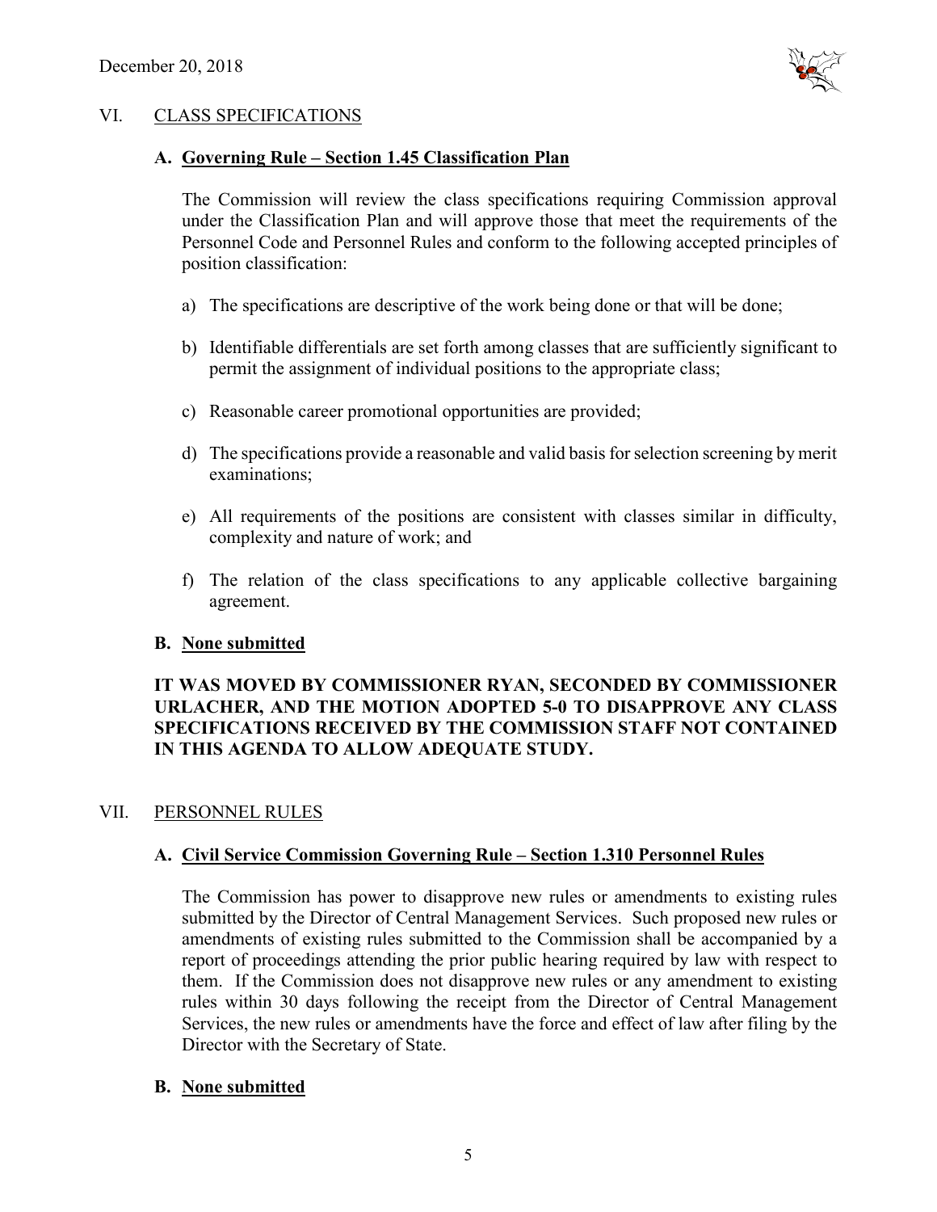## VI. CLASS SPECIFICATIONS

### A. Governing Rule – Section 1.45 Classification Plan

The Commission will review the class specifications requiring Commission approval under the Classification Plan and will approve those that meet the requirements of the Personnel Code and Personnel Rules and conform to the following accepted principles of position classification:

a) The specifications are descriptive of the work being done or that will be done;

b) Identifiable differentials are set forth among classes that are sufficiently significant to permit the assignment of individual positions to the appropriate class;

c) Reasonable career promotional opportunities are provided;

d) The specifications provide a reasonable and valid basis for selection screening by merit examinations;

e) All requirements of the positions are consistent with classes similar in difficulty, complexity and nature of work; and

f) The relation of the class specifications to any applicable collective bargaining agreement.

### B. None submitted

**IT WAS MOVED BY COMMISSIONER RYAN, SECONDED BY COMMISSIONER URLACHER, AND THE MOTION ADOPTED 5-0 TO DISAPPROVE ANY CLASS SPECIFICATIONS RECEIVED BY THE COMMISSION STAFF NOT CONTAINED IN THIS AGENDA TO ALLOW ADEQUATE STUDY.**

## VII. PERSONNEL RULES

### A. Civil Service Commission Governing Rule – Section 1.310 Personnel Rules

The Commission has power to disapprove new rules or amendments to existing rules submitted by the Director of Central Management Services. Such proposed new rules or amendments of existing rules submitted to the Commission shall be accompanied by a report of proceedings attending the prior public hearing required by law with respect to them. If the Commission does not disapprove new rules or any amendment to existing rules within 30 days following the receipt from the Director of Central Management Services, the new rules or amendments have the force and effect of law after filing by the Director with the Secretary of State.

### B. None submitted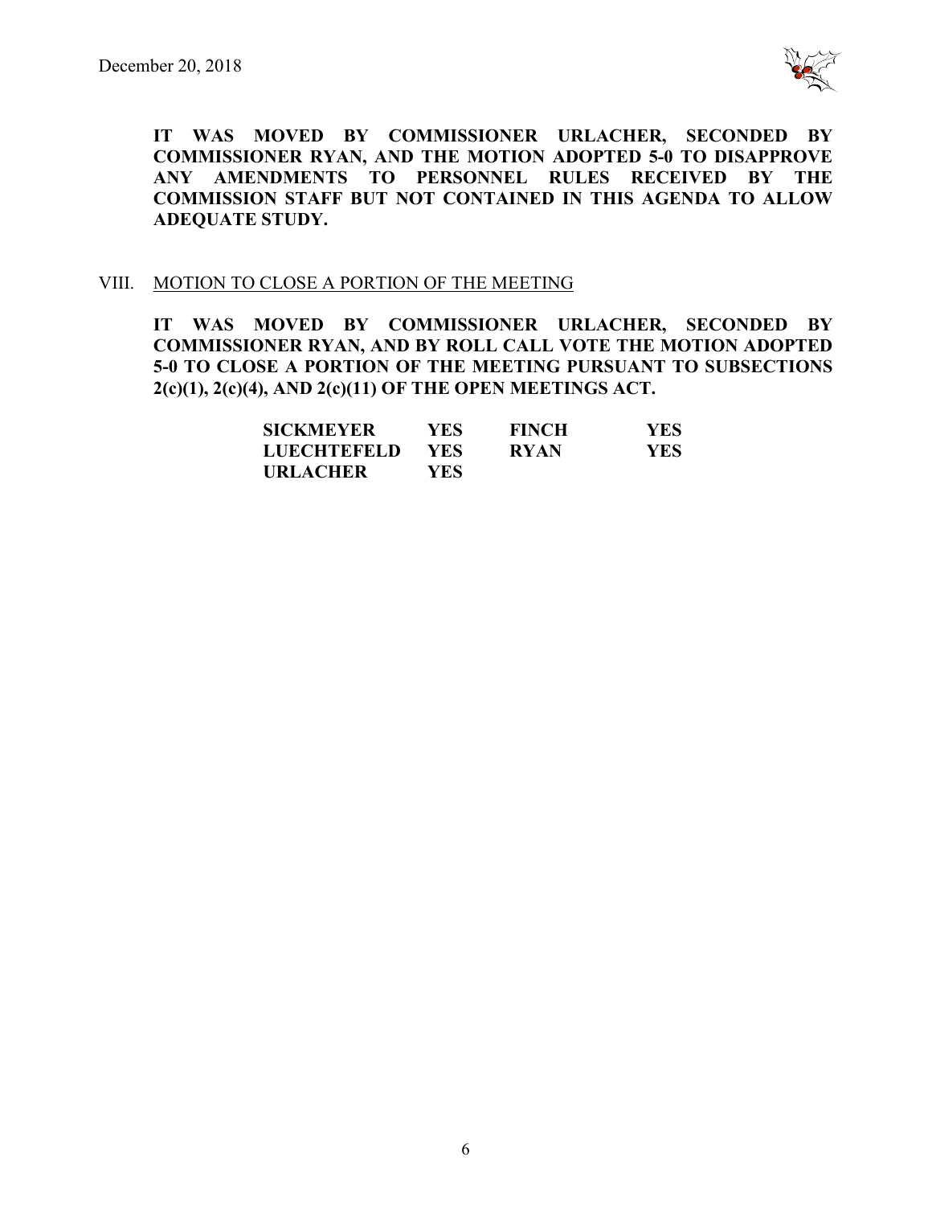**IT WAS MOVED BY COMMISSIONER URLACHER, SECONDED BY COMMISSIONER RYAN, AND THE MOTION ADOPTED 5-0 TO DISAPPROVE ANY AMENDMENTS TO PERSONNEL RULES RECEIVED BY THE COMMISSION STAFF BUT NOT CONTAINED IN THIS AGENDA TO ALLOW ADEQUATE STUDY.**

VIII. MOTION TO CLOSE A PORTION OF THE MEETING

**IT WAS MOVED BY COMMISSIONER URLACHER, SECONDED BY COMMISSIONER RYAN, AND BY ROLL CALL VOTE THE MOTION ADOPTED 5-0 TO CLOSE A PORTION OF THE MEETING PURSUANT TO SUBSECTIONS 2(c)(1), 2(c)(4), AND 2(c)(11) OF THE OPEN MEETINGS ACT.**

| | | | |
|---|---|---|---|
| **SICKMEYER** | **YES** | **FINCH** | **YES** |
| **LUECHTEFELD** | **YES** | **RYAN** | **YES** |
| **URLACHER** | **YES** | | |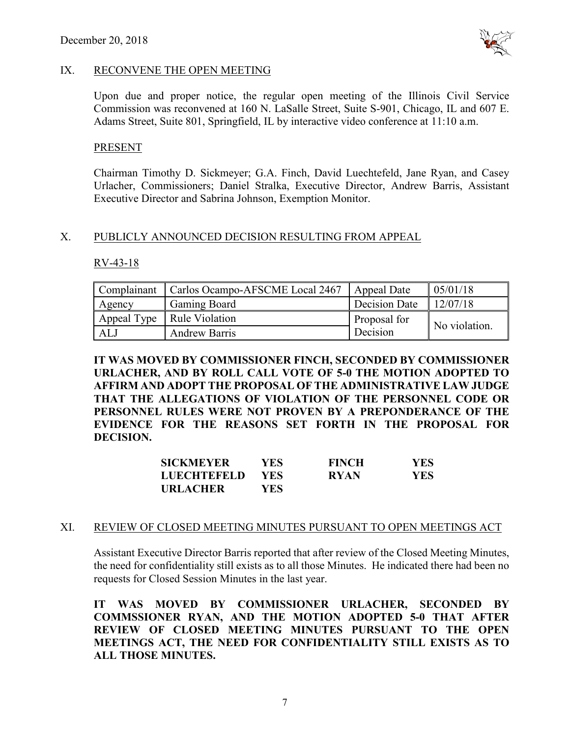## IX. RECONVENE THE OPEN MEETING

Upon due and proper notice, the regular open meeting of the Illinois Civil Service Commission was reconvened at 160 N. LaSalle Street, Suite S-901, Chicago, IL and 607 E. Adams Street, Suite 801, Springfield, IL by interactive video conference at 11:10 a.m.

### PRESENT

Chairman Timothy D. Sickmeyer; G.A. Finch, David Luechtefeld, Jane Ryan, and Casey Urlacher, Commissioners; Daniel Stralka, Executive Director, Andrew Barris, Assistant Executive Director and Sabrina Johnson, Exemption Monitor.

## X. PUBLICLY ANNOUNCED DECISION RESULTING FROM APPEAL

### RV-43-18

| Complainant | Carlos Ocampo-AFSCME Local 2467 | Appeal Date | 05/01/18 |
|---|---|---|---|
| Agency | Gaming Board | Decision Date | 12/07/18 |
| Appeal Type | Rule Violation | Proposal for Decision | No violation. |
| ALJ | Andrew Barris | | |

**IT WAS MOVED BY COMMISSIONER FINCH, SECONDED BY COMMISSIONER URLACHER, AND BY ROLL CALL VOTE OF 5-0 THE MOTION ADOPTED TO AFFIRM AND ADOPT THE PROPOSAL OF THE ADMINISTRATIVE LAW JUDGE THAT THE ALLEGATIONS OF VIOLATION OF THE PERSONNEL CODE OR PERSONNEL RULES WERE NOT PROVEN BY A PREPONDERANCE OF THE EVIDENCE FOR THE REASONS SET FORTH IN THE PROPOSAL FOR DECISION.**

| | | | |
|---|---|---|---|
| **SICKMEYER** | **YES** | **FINCH** | **YES** |
| **LUECHTEFELD** | **YES** | **RYAN** | **YES** |
| **URLACHER** | **YES** | | |

## XI. REVIEW OF CLOSED MEETING MINUTES PURSUANT TO OPEN MEETINGS ACT

Assistant Executive Director Barris reported that after review of the Closed Meeting Minutes, the need for confidentiality still exists as to all those Minutes. He indicated there had been no requests for Closed Session Minutes in the last year.

**IT WAS MOVED BY COMMISSIONER URLACHER, SECONDED BY COMMSSIONER RYAN, AND THE MOTION ADOPTED 5-0 THAT AFTER REVIEW OF CLOSED MEETING MINUTES PURSUANT TO THE OPEN MEETINGS ACT, THE NEED FOR CONFIDENTIALITY STILL EXISTS AS TO ALL THOSE MINUTES.**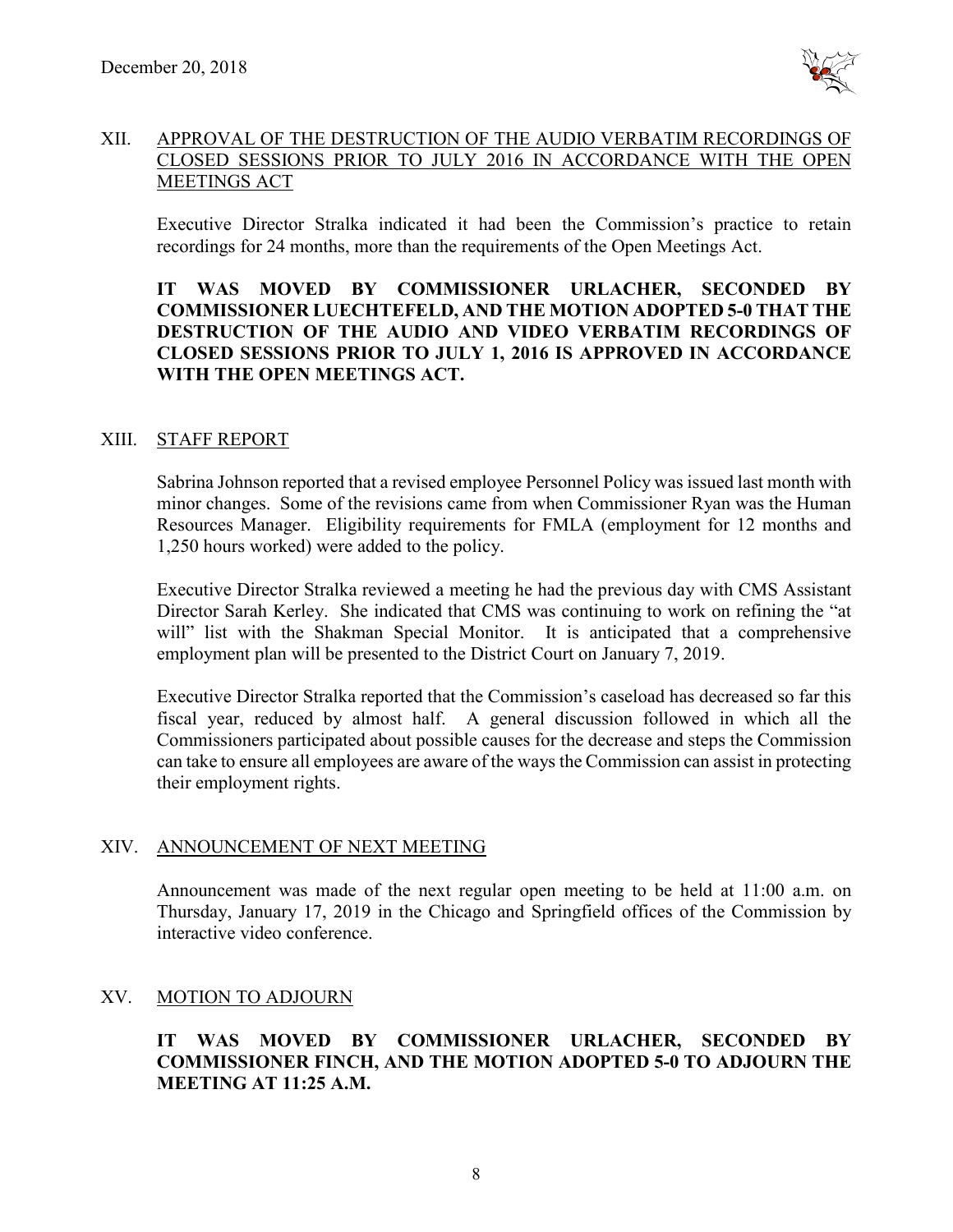## XII. APPROVAL OF THE DESTRUCTION OF THE AUDIO VERBATIM RECORDINGS OF CLOSED SESSIONS PRIOR TO JULY 2016 IN ACCORDANCE WITH THE OPEN MEETINGS ACT

Executive Director Stralka indicated it had been the Commission's practice to retain recordings for 24 months, more than the requirements of the Open Meetings Act.

**IT WAS MOVED BY COMMISSIONER URLACHER, SECONDED BY COMMISSIONER LUECHTEFELD, AND THE MOTION ADOPTED 5-0 THAT THE DESTRUCTION OF THE AUDIO AND VIDEO VERBATIM RECORDINGS OF CLOSED SESSIONS PRIOR TO JULY 1, 2016 IS APPROVED IN ACCORDANCE WITH THE OPEN MEETINGS ACT.**

## XIII. STAFF REPORT

Sabrina Johnson reported that a revised employee Personnel Policy was issued last month with minor changes. Some of the revisions came from when Commissioner Ryan was the Human Resources Manager. Eligibility requirements for FMLA (employment for 12 months and 1,250 hours worked) were added to the policy.

Executive Director Stralka reviewed a meeting he had the previous day with CMS Assistant Director Sarah Kerley. She indicated that CMS was continuing to work on refining the "at will" list with the Shakman Special Monitor. It is anticipated that a comprehensive employment plan will be presented to the District Court on January 7, 2019.

Executive Director Stralka reported that the Commission's caseload has decreased so far this fiscal year, reduced by almost half. A general discussion followed in which all the Commissioners participated about possible causes for the decrease and steps the Commission can take to ensure all employees are aware of the ways the Commission can assist in protecting their employment rights.

## XIV. ANNOUNCEMENT OF NEXT MEETING

Announcement was made of the next regular open meeting to be held at 11:00 a.m. on Thursday, January 17, 2019 in the Chicago and Springfield offices of the Commission by interactive video conference.

## XV. MOTION TO ADJOURN

**IT WAS MOVED BY COMMISSIONER URLACHER, SECONDED BY COMMISSIONER FINCH, AND THE MOTION ADOPTED 5-0 TO ADJOURN THE MEETING AT 11:25 A.M.**